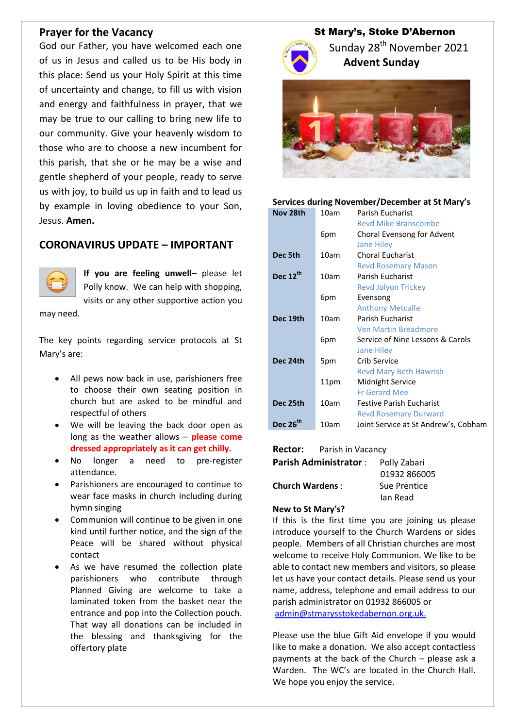# St Mary's, Stoke D'Abernon

Sunday 28th November 2021

**Advent Sunday**

## Prayer for the Vacancy

God our Father, you have welcomed each one of us in Jesus and called us to be His body in this place: Send us your Holy Spirit at this time of uncertainty and change, to fill us with vision and energy and faithfulness in prayer, that we may be true to our calling to bring new life to our community. Give your heavenly wisdom to those who are to choose a new incumbent for this parish, that she or he may be a wise and gentle shepherd of your people, ready to serve us with joy, to build us up in faith and to lead us by example in loving obedience to your Son, Jesus. **Amen.**

## CORONAVIRUS UPDATE – IMPORTANT

**If you are feeling unwell**– please let Polly know. We can help with shopping, visits or any other supportive action you may need.

The key points regarding service protocols at St Mary's are:

- All pews now back in use, parishioners free to choose their own seating position in church but are asked to be mindful and respectful of others
- We will be leaving the back door open as long as the weather allows – **please come dressed appropriately as it can get chilly.**
- No longer a need to pre-register attendance.
- Parishioners are encouraged to continue to wear face masks in church including during hymn singing
- Communion will continue to be given in one kind until further notice, and the sign of the Peace will be shared without physical contact
- As we have resumed the collection plate parishioners who contribute through Planned Giving are welcome to take a laminated token from the basket near the entrance and pop into the Collection pouch. That way all donations can be included in the blessing and thanksgiving for the offertory plate

### Services during November/December at St Mary's

| Date | Time | Service |
|---|---|---|
| **Nov 28th** | 10am | Parish Eucharist<br>Revd Mike Branscombe |
| | 6pm | Choral Evensong for Advent<br>Jane Hiley |
| **Dec 5th** | 10am | Choral Eucharist<br>Revd Rosemary Mason |
| **Dec 12th** | 10am | Parish Eucharist<br>Revd Jolyon Trickey |
| | 6pm | Evensong<br>Anthony Metcalfe |
| **Dec 19th** | 10am | Parish Eucharist<br>Ven Martin Breadmore |
| | 6pm | Service of Nine Lessons & Carols<br>Jane Hiley |
| **Dec 24th** | 5pm | Crib Service<br>Revd Mary Beth Hawrish |
| | 11pm | Midnight Service<br>Fr Gerard Mee |
| **Dec 25th** | 10am | Festive Parish Eucharist<br>Revd Rosemary Durward |
| **Dec 26th** | 10am | Joint Service at St Andrew's, Cobham |

**Rector:** Parish in Vacancy

**Parish Administrator** : Polly Zabari, 01932 866005

**Church Wardens** : Sue Prentice, Ian Read

**New to St Mary's?**

If this is the first time you are joining us please introduce yourself to the Church Wardens or sides people. Members of all Christian churches are most welcome to receive Holy Communion. We like to be able to contact new members and visitors, so please let us have your contact details. Please send us your name, address, telephone and email address to our parish administrator on 01932 866005 or admin@stmarysstokedabernon.org.uk.

Please use the blue Gift Aid envelope if you would like to make a donation. We also accept contactless payments at the back of the Church – please ask a Warden. The WC's are located in the Church Hall. We hope you enjoy the service.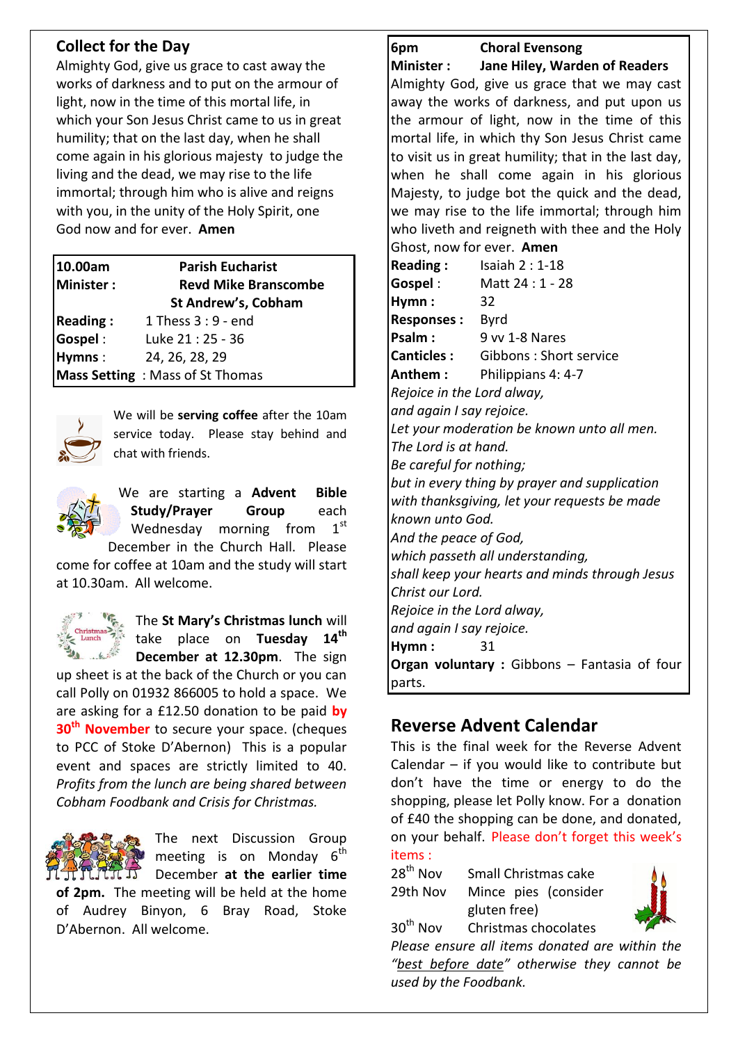## Collect for the Day

Almighty God, give us grace to cast away the works of darkness and to put on the armour of light, now in the time of this mortal life, in which your Son Jesus Christ came to us in great humility; that on the last day, when he shall come again in his glorious majesty to judge the living and the dead, we may rise to the life immortal; through him who is alive and reigns with you, in the unity of the Holy Spirit, one God now and for ever. **Amen**

| | |
|---|---|
| **10.00am** | **Parish Eucharist** |
| **Minister :** | **Revd Mike Branscombe St Andrew's, Cobham** |
| **Reading :** | 1 Thess 3 : 9 - end |
| **Gospel** : | Luke 21 : 25 - 36 |
| **Hymns** : | 24, 26, 28, 29 |
| **Mass Setting** | : Mass of St Thomas |

We will be **serving coffee** after the 10am service today. Please stay behind and chat with friends.

We are starting a **Advent Bible Study/Prayer Group** each Wednesday morning from 1st December in the Church Hall. Please come for coffee at 10am and the study will start at 10.30am. All welcome.

The **St Mary's Christmas lunch** will take place on **Tuesday 14th December at 12.30pm**. The sign up sheet is at the back of the Church or you can call Polly on 01932 866005 to hold a space. We are asking for a £12.50 donation to be paid **by 30th November** to secure your space. (cheques to PCC of Stoke D'Abernon) This is a popular event and spaces are strictly limited to 40. *Profits from the lunch are being shared between Cobham Foodbank and Crisis for Christmas.*

The next Discussion Group meeting is on Monday 6th December **at the earlier time of 2pm.** The meeting will be held at the home of Audrey Binyon, 6 Bray Road, Stoke D'Abernon. All welcome.

**6pm Choral Evensong**
**Minister : Jane Hiley, Warden of Readers**

Almighty God, give us grace that we may cast away the works of darkness, and put upon us the armour of light, now in the time of this mortal life, in which thy Son Jesus Christ came to visit us in great humility; that in the last day, when he shall come again in his glorious Majesty, to judge bot the quick and the dead, we may rise to the life immortal; through him who liveth and reigneth with thee and the Holy Ghost, now for ever. **Amen**

| | |
|---|---|
| **Reading :** | Isaiah 2 : 1-18 |
| **Gospel** : | Matt 24 : 1 - 28 |
| **Hymn :** | 32 |
| **Responses :** | Byrd |
| **Psalm :** | 9 vv 1-8 Nares |
| **Canticles :** | Gibbons : Short service |
| **Anthem :** | Philippians 4: 4-7 |

*Rejoice in the Lord alway,*
*and again I say rejoice.*
*Let your moderation be known unto all men.*
*The Lord is at hand.*
*Be careful for nothing;*
*but in every thing by prayer and supplication*
*with thanksgiving, let your requests be made known unto God.*
*And the peace of God,*
*which passeth all understanding,*
*shall keep your hearts and minds through Jesus Christ our Lord.*
*Rejoice in the Lord alway,*
*and again I say rejoice.*

**Hymn :** 31

**Organ voluntary :** Gibbons – Fantasia of four parts.

## Reverse Advent Calendar

This is the final week for the Reverse Advent Calendar – if you would like to contribute but don't have the time or energy to do the shopping, please let Polly know. For a donation of £40 the shopping can be done, and donated, on your behalf. Please don't forget this week's items :

28th Nov Small Christmas cake
29th Nov Mince pies (consider gluten free)
30th Nov Christmas chocolates

*Please ensure all items donated are within the "best before date" otherwise they cannot be used by the Foodbank.*